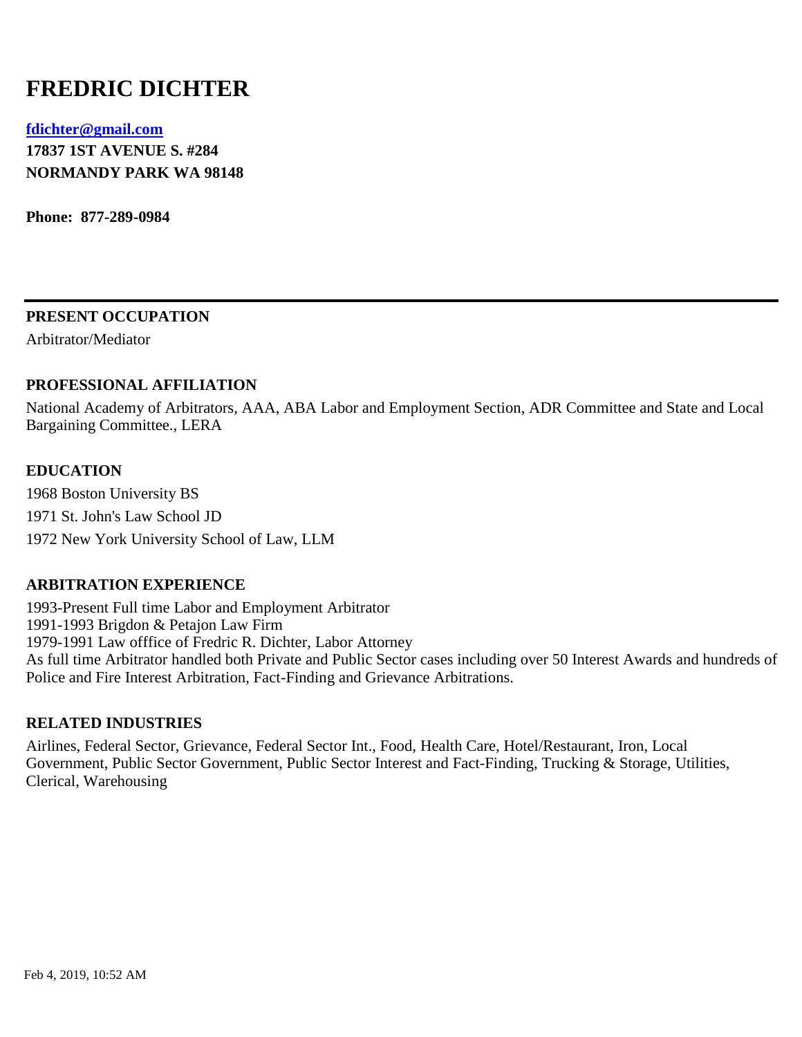# FREDRIC DICHTER

**[fdichter@gmail.com](mailto:fdichter@gmail.com)**
**17837 1ST AVENUE S. #284**
**NORMANDY PARK WA 98148**

**Phone: 877-289-0984**

---

## PRESENT OCCUPATION

Arbitrator/Mediator

## PROFESSIONAL AFFILIATION

National Academy of Arbitrators, AAA, ABA Labor and Employment Section, ADR Committee and State and Local Bargaining Committee., LERA

## EDUCATION

1968 Boston University BS

1971 St. John's Law School JD

1972 New York University School of Law, LLM

## ARBITRATION EXPERIENCE

1993-Present Full time Labor and Employment Arbitrator
1991-1993 Brigdon & Petajon Law Firm
1979-1991 Law offfice of Fredric R. Dichter, Labor Attorney
As full time Arbitrator handled both Private and Public Sector cases including over 50 Interest Awards and hundreds of Police and Fire Interest Arbitration, Fact-Finding and Grievance Arbitrations.

## RELATED INDUSTRIES

Airlines, Federal Sector, Grievance, Federal Sector Int., Food, Health Care, Hotel/Restaurant, Iron, Local Government, Public Sector Government, Public Sector Interest and Fact-Finding, Trucking & Storage, Utilities, Clerical, Warehousing

Feb 4, 2019, 10:52 AM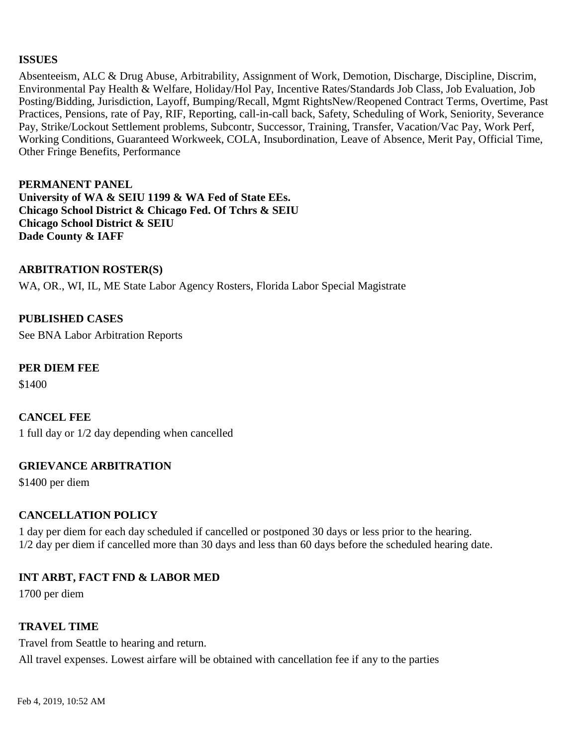**ISSUES**

Absenteeism, ALC & Drug Abuse, Arbitrability, Assignment of Work, Demotion, Discharge, Discipline, Discrim, Environmental Pay Health & Welfare, Holiday/Hol Pay, Incentive Rates/Standards Job Class, Job Evaluation, Job Posting/Bidding, Jurisdiction, Layoff, Bumping/Recall, Mgmt RightsNew/Reopened Contract Terms, Overtime, Past Practices, Pensions, rate of Pay, RIF, Reporting, call-in-call back, Safety, Scheduling of Work, Seniority, Severance Pay, Strike/Lockout Settlement problems, Subcontr, Successor, Training, Transfer, Vacation/Vac Pay, Work Perf, Working Conditions, Guaranteed Workweek, COLA, Insubordination, Leave of Absence, Merit Pay, Official Time, Other Fringe Benefits, Performance

**PERMANENT PANEL**
**University of WA & SEIU 1199 & WA Fed of State EEs.**
**Chicago School District & Chicago Fed. Of Tchrs & SEIU**
**Chicago School District & SEIU**
**Dade County & IAFF**

**ARBITRATION ROSTER(S)**

WA, OR., WI, IL, ME State Labor Agency Rosters, Florida Labor Special Magistrate

**PUBLISHED CASES**

See BNA Labor Arbitration Reports

**PER DIEM FEE**

$1400

**CANCEL FEE**

1 full day or 1/2 day depending when cancelled

**GRIEVANCE ARBITRATION**

$1400 per diem

**CANCELLATION POLICY**

1 day per diem for each day scheduled if cancelled or postponed 30 days or less prior to the hearing.
1/2 day per diem if cancelled more than 30 days and less than 60 days before the scheduled hearing date.

**INT ARBT, FACT FND & LABOR MED**

1700 per diem

**TRAVEL TIME**

Travel from Seattle to hearing and return.

All travel expenses. Lowest airfare will be obtained with cancellation fee if any to the parties